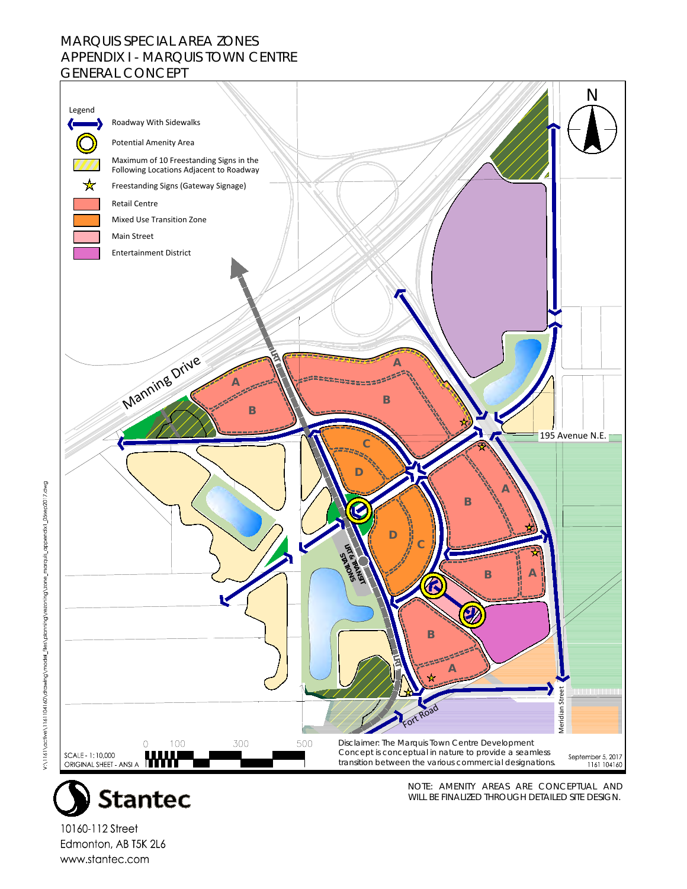# MARQUIS SPECIAL AREA ZONES
# APPENDIX I - MARQUIS TOWN CENTRE
# GENERAL CONCEPT

**Legend**

- Roadway With Sidewalks
- Potential Amenity Area
- Maximum of 10 Freestanding Signs in the Following Locations Adjacent to Roadway
- Freestanding Signs (Gateway Signage)
- Retail Centre
- Mixed Use Transition Zone
- Main Street
- Entertainment District

Manning Drive

195 Avenue N.E.

Meridian Street

Fort Road

LRT

LRT & TRANSIT STATIONS

A B C D

N

SCALE - 1:10,000
ORIGINAL SHEET - ANSI A

0 100 300 500

Disclaimer: The Marquis Town Centre Development Concept is conceptual in nature to provide a seamless transition between the various commercial designations.

September 5, 2017
1161 104160

V:\1161\active\116104160\drawing\model_files\planning\rezoning\zone_marquis_appendixI_05sep2017.dwg

NOTE: AMENITY AREAS ARE CONCEPTUAL AND WILL BE FINALIZED THROUGH DETAILED SITE DESIGN.

Stantec

10160-112 Street
Edmonton, AB T5K 2L6
www.stantec.com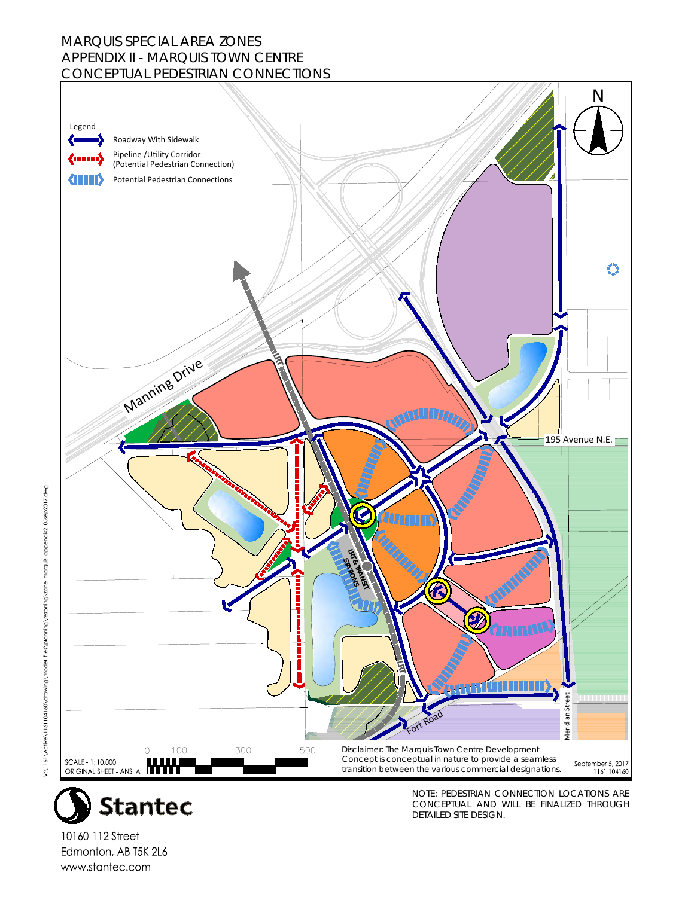# MARQUIS SPECIAL AREA ZONES
## APPENDIX II - MARQUIS TOWN CENTRE
## CONCEPTUAL PEDESTRIAN CONNECTIONS

Legend

- Roadway With Sidewalk
- Pipeline /Utility Corridor (Potential Pedestrian Connection)
- Potential Pedestrian Connections

N

Manning Drive

LRT

LRT & TRANSIT STATIONS

195 Avenue N.E.

Fort Road

Meridian Street

0 100 300 500

SCALE - 1: 10,000
ORIGINAL SHEET - ANSI A

Disclaimer: The Marquis Town Centre Development Concept is conceptual in nature to provide a seamless transition between the various commercial designations.

September 5, 2017
1161 104160

V:\1161\active\116110416\drawing\model_files\planning\rezoning\zone_marquis_appendix2_05sep2017.dwg

Stantec

10160-112 Street
Edmonton, AB T5K 2L6
www.stantec.com

NOTE: PEDESTRIAN CONNECTION LOCATIONS ARE CONCEPTUAL AND WILL BE FINALIZED THROUGH DETAILED SITE DESIGN.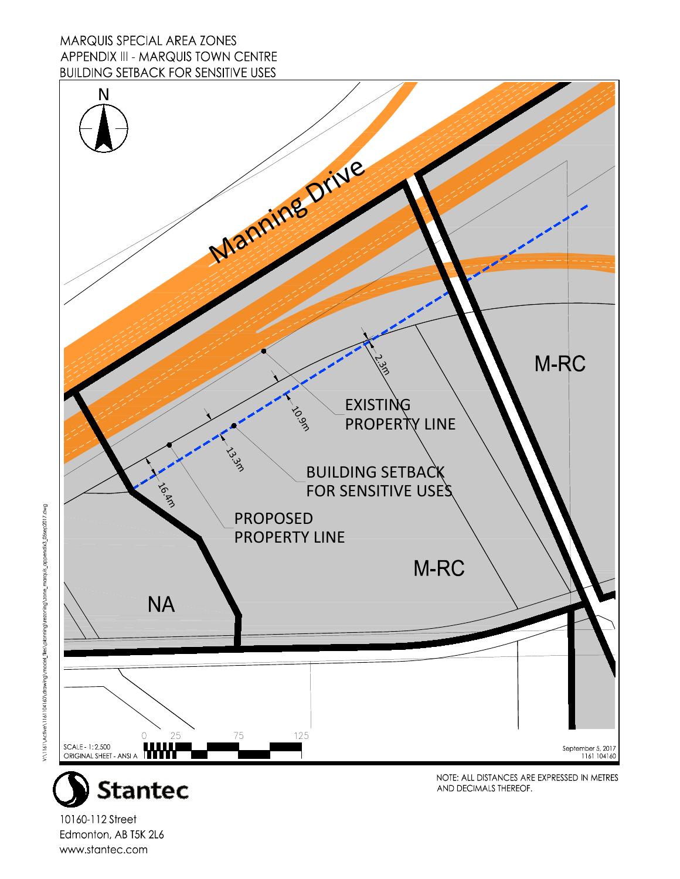MARQUIS SPECIAL AREA ZONES
APPENDIX III - MARQUIS TOWN CENTRE
BUILDING SETBACK FOR SENSITIVE USES

N

Manning Drive

M-RC

EXISTING PROPERTY LINE

2.3m

10.9m

13.3m

16.4m

BUILDING SETBACK FOR SENSITIVE USES

PROPOSED PROPERTY LINE

M-RC

NA

SCALE - 1:2,500
ORIGINAL SHEET - ANSI A

0 25 75 125

September 5, 2017
1161 104160

Stantec

10160-112 Street
Edmonton, AB T5K 2L6
www.stantec.com

NOTE: ALL DISTANCES ARE EXPRESSED IN METRES AND DECIMALS THEREOF.